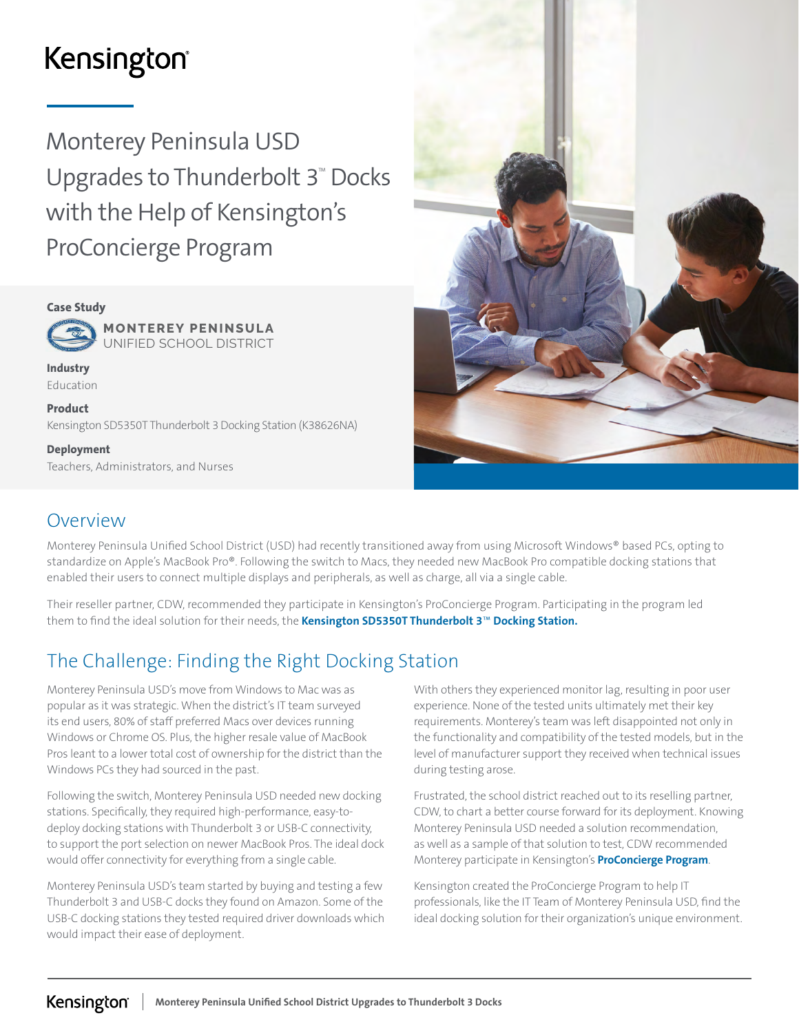Kensington

# Monterey Peninsula USD Upgrades to Thunderbolt 3™ Docks with the Help of Kensington's ProConcierge Program

**Case Study**

MONTEREY PENINSULA
UNIFIED SCHOOL DISTRICT

**Industry**
Education

**Product**
Kensington SD5350T Thunderbolt 3 Docking Station (K38626NA)

**Deployment**
Teachers, Administrators, and Nurses

## Overview

Monterey Peninsula Unified School District (USD) had recently transitioned away from using Microsoft Windows® based PCs, opting to standardize on Apple's MacBook Pro®. Following the switch to Macs, they needed new MacBook Pro compatible docking stations that enabled their users to connect multiple displays and peripherals, as well as charge, all via a single cable.

Their reseller partner, CDW, recommended they participate in Kensington's ProConcierge Program. Participating in the program led them to find the ideal solution for their needs, the **Kensington SD5350T Thunderbolt 3™ Docking Station.**

## The Challenge: Finding the Right Docking Station

Monterey Peninsula USD's move from Windows to Mac was as popular as it was strategic. When the district's IT team surveyed its end users, 80% of staff preferred Macs over devices running Windows or Chrome OS. Plus, the higher resale value of MacBook Pros leant to a lower total cost of ownership for the district than the Windows PCs they had sourced in the past.

Following the switch, Monterey Peninsula USD needed new docking stations. Specifically, they required high-performance, easy-to-deploy docking stations with Thunderbolt 3 or USB-C connectivity, to support the port selection on newer MacBook Pros. The ideal dock would offer connectivity for everything from a single cable.

Monterey Peninsula USD's team started by buying and testing a few Thunderbolt 3 and USB-C docks they found on Amazon. Some of the USB-C docking stations they tested required driver downloads which would impact their ease of deployment.

With others they experienced monitor lag, resulting in poor user experience. None of the tested units ultimately met their key requirements. Monterey's team was left disappointed not only in the functionality and compatibility of the tested models, but in the level of manufacturer support they received when technical issues during testing arose.

Frustrated, the school district reached out to its reselling partner, CDW, to chart a better course forward for its deployment. Knowing Monterey Peninsula USD needed a solution recommendation, as well as a sample of that solution to test, CDW recommended Monterey participate in Kensington's **ProConcierge Program**.

Kensington created the ProConcierge Program to help IT professionals, like the IT Team of Monterey Peninsula USD, find the ideal docking solution for their organization's unique environment.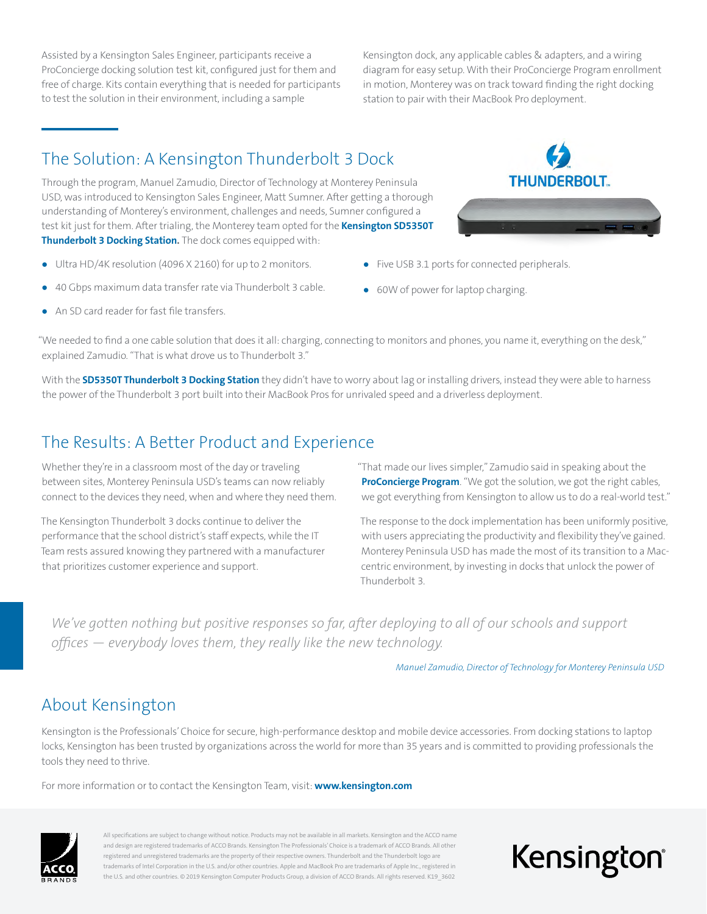Assisted by a Kensington Sales Engineer, participants receive a ProConcierge docking solution test kit, configured just for them and free of charge. Kits contain everything that is needed for participants to test the solution in their environment, including a sample Kensington dock, any applicable cables & adapters, and a wiring diagram for easy setup. With their ProConcierge Program enrollment in motion, Monterey was on track toward finding the right docking station to pair with their MacBook Pro deployment.

## The Solution: A Kensington Thunderbolt 3 Dock

Through the program, Manuel Zamudio, Director of Technology at Monterey Peninsula USD, was introduced to Kensington Sales Engineer, Matt Sumner. After getting a thorough understanding of Monterey's environment, challenges and needs, Sumner configured a test kit just for them. After trialing, the Monterey team opted for the **Kensington SD5350T Thunderbolt 3 Docking Station.** The dock comes equipped with:

- Ultra HD/4K resolution (4096 X 2160) for up to 2 monitors.
- 40 Gbps maximum data transfer rate via Thunderbolt 3 cable.
- An SD card reader for fast file transfers.
- Five USB 3.1 ports for connected peripherals.
- 60W of power for laptop charging.

"We needed to find a one cable solution that does it all: charging, connecting to monitors and phones, you name it, everything on the desk," explained Zamudio. "That is what drove us to Thunderbolt 3."

With the **SD5350T Thunderbolt 3 Docking Station** they didn't have to worry about lag or installing drivers, instead they were able to harness the power of the Thunderbolt 3 port built into their MacBook Pros for unrivaled speed and a driverless deployment.

## The Results: A Better Product and Experience

Whether they're in a classroom most of the day or traveling between sites, Monterey Peninsula USD's teams can now reliably connect to the devices they need, when and where they need them.

The Kensington Thunderbolt 3 docks continue to deliver the performance that the school district's staff expects, while the IT Team rests assured knowing they partnered with a manufacturer that prioritizes customer experience and support.

"That made our lives simpler," Zamudio said in speaking about the **ProConcierge Program**. "We got the solution, we got the right cables, we got everything from Kensington to allow us to do a real-world test."

The response to the dock implementation has been uniformly positive, with users appreciating the productivity and flexibility they've gained. Monterey Peninsula USD has made the most of its transition to a Mac-centric environment, by investing in docks that unlock the power of Thunderbolt 3.

*We've gotten nothing but positive responses so far, after deploying to all of our schools and support offices — everybody loves them, they really like the new technology.*

*Manuel Zamudio, Director of Technology for Monterey Peninsula USD*

## About Kensington

Kensington is the Professionals' Choice for secure, high-performance desktop and mobile device accessories. From docking stations to laptop locks, Kensington has been trusted by organizations across the world for more than 35 years and is committed to providing professionals the tools they need to thrive.

For more information or to contact the Kensington Team, visit: **www.kensington.com**

All specifications are subject to change without notice. Products may not be available in all markets. Kensington and the ACCO name and design are registered trademarks of ACCO Brands. Kensington The Professionals' Choice is a trademark of ACCO Brands. All other registered and unregistered trademarks are the property of their respective owners. Thunderbolt and the Thunderbolt logo are trademarks of Intel Corporation in the U.S. and/or other countries. Apple and MacBook Pro are trademarks of Apple Inc., registered in the U.S. and other countries. © 2019 Kensington Computer Products Group, a division of ACCO Brands. All rights reserved. K19_3602